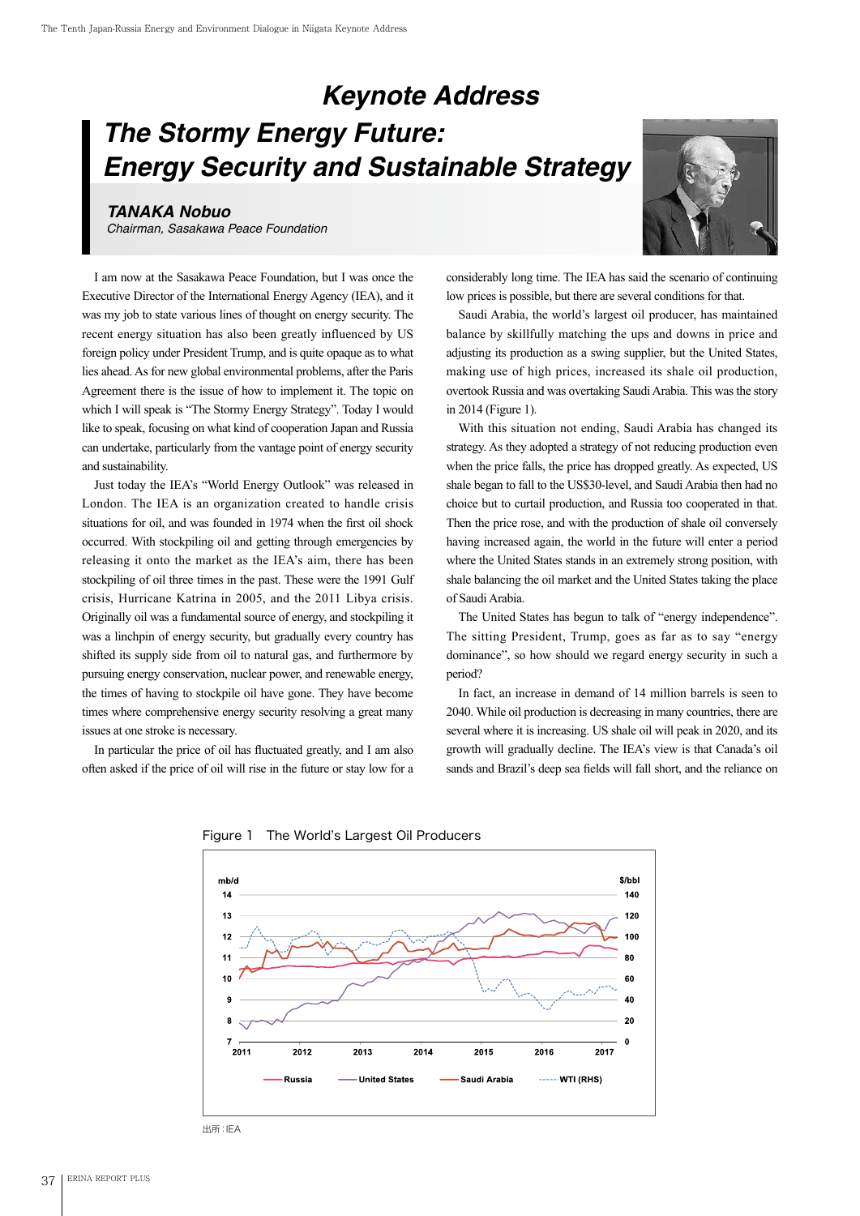# Keynote Address

## The Stormy Energy Future: Energy Security and Sustainable Strategy

**TANAKA Nobuo**
*Chairman, Sasakawa Peace Foundation*

I am now at the Sasakawa Peace Foundation, but I was once the Executive Director of the International Energy Agency (IEA), and it was my job to state various lines of thought on energy security. The recent energy situation has also been greatly influenced by US foreign policy under President Trump, and is quite opaque as to what lies ahead. As for new global environmental problems, after the Paris Agreement there is the issue of how to implement it. The topic on which I will speak is "The Stormy Energy Strategy". Today I would like to speak, focusing on what kind of cooperation Japan and Russia can undertake, particularly from the vantage point of energy security and sustainability.

Just today the IEA's "World Energy Outlook" was released in London. The IEA is an organization created to handle crisis situations for oil, and was founded in 1974 when the first oil shock occurred. With stockpiling oil and getting through emergencies by releasing it onto the market as the IEA's aim, there has been stockpiling of oil three times in the past. These were the 1991 Gulf crisis, Hurricane Katrina in 2005, and the 2011 Libya crisis. Originally oil was a fundamental source of energy, and stockpiling it was a linchpin of energy security, but gradually every country has shifted its supply side from oil to natural gas, and furthermore by pursuing energy conservation, nuclear power, and renewable energy, the times of having to stockpile oil have gone. They have become times where comprehensive energy security resolving a great many issues at one stroke is necessary.

In particular the price of oil has fluctuated greatly, and I am also often asked if the price of oil will rise in the future or stay low for a considerably long time. The IEA has said the scenario of continuing low prices is possible, but there are several conditions for that.

Saudi Arabia, the world's largest oil producer, has maintained balance by skillfully matching the ups and downs in price and adjusting its production as a swing supplier, but the United States, making use of high prices, increased its shale oil production, overtook Russia and was overtaking Saudi Arabia. This was the story in 2014 (Figure 1).

With this situation not ending, Saudi Arabia has changed its strategy. As they adopted a strategy of not reducing production even when the price falls, the price has dropped greatly. As expected, US shale began to fall to the US$30-level, and Saudi Arabia then had no choice but to curtail production, and Russia too cooperated in that. Then the price rose, and with the production of shale oil conversely having increased again, the world in the future will enter a period where the United States stands in an extremely strong position, with shale balancing the oil market and the United States taking the place of Saudi Arabia.

The United States has begun to talk of "energy independence". The sitting President, Trump, goes as far as to say "energy dominance", so how should we regard energy security in such a period?

In fact, an increase in demand of 14 million barrels is seen to 2040. While oil production is decreasing in many countries, there are several where it is increasing. US shale oil will peak in 2020, and its growth will gradually decline. The IEA's view is that Canada's oil sands and Brazil's deep sea fields will fall short, and the reliance on

Figure 1　The World's Largest Oil Producers

出所：IEA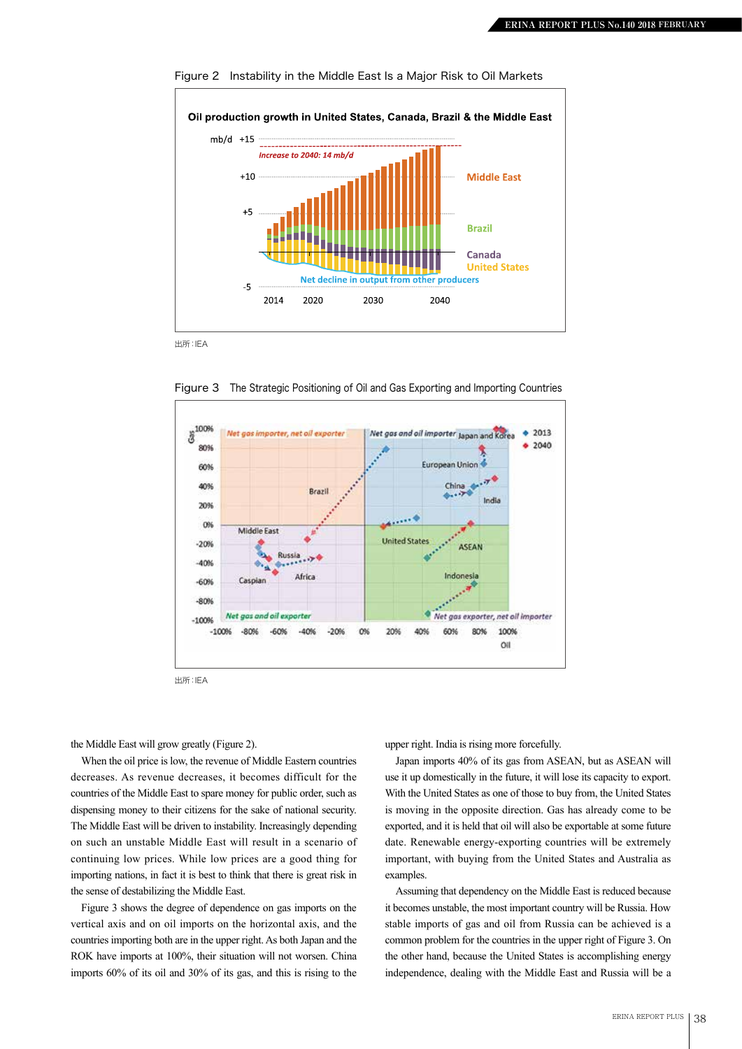Figure 2 Instability in the Middle East Is a Major Risk to Oil Markets

出所：IEA

Figure 3 The Strategic Positioning of Oil and Gas Exporting and Importing Countries

出所：IEA

the Middle East will grow greatly (Figure 2).

When the oil price is low, the revenue of Middle Eastern countries decreases. As revenue decreases, it becomes difficult for the countries of the Middle East to spare money for public order, such as dispensing money to their citizens for the sake of national security. The Middle East will be driven to instability. Increasingly depending on such an unstable Middle East will result in a scenario of continuing low prices. While low prices are a good thing for importing nations, in fact it is best to think that there is great risk in the sense of destabilizing the Middle East.

Figure 3 shows the degree of dependence on gas imports on the vertical axis and on oil imports on the horizontal axis, and the countries importing both are in the upper right. As both Japan and the ROK have imports at 100%, their situation will not worsen. China imports 60% of its oil and 30% of its gas, and this is rising to the upper right. India is rising more forcefully.

Japan imports 40% of its gas from ASEAN, but as ASEAN will use it up domestically in the future, it will lose its capacity to export. With the United States as one of those to buy from, the United States is moving in the opposite direction. Gas has already come to be exported, and it is held that oil will also be exportable at some future date. Renewable energy-exporting countries will be extremely important, with buying from the United States and Australia as examples.

Assuming that dependency on the Middle East is reduced because it becomes unstable, the most important country will be Russia. How stable imports of gas and oil from Russia can be achieved is a common problem for the countries in the upper right of Figure 3. On the other hand, because the United States is accomplishing energy independence, dealing with the Middle East and Russia will be a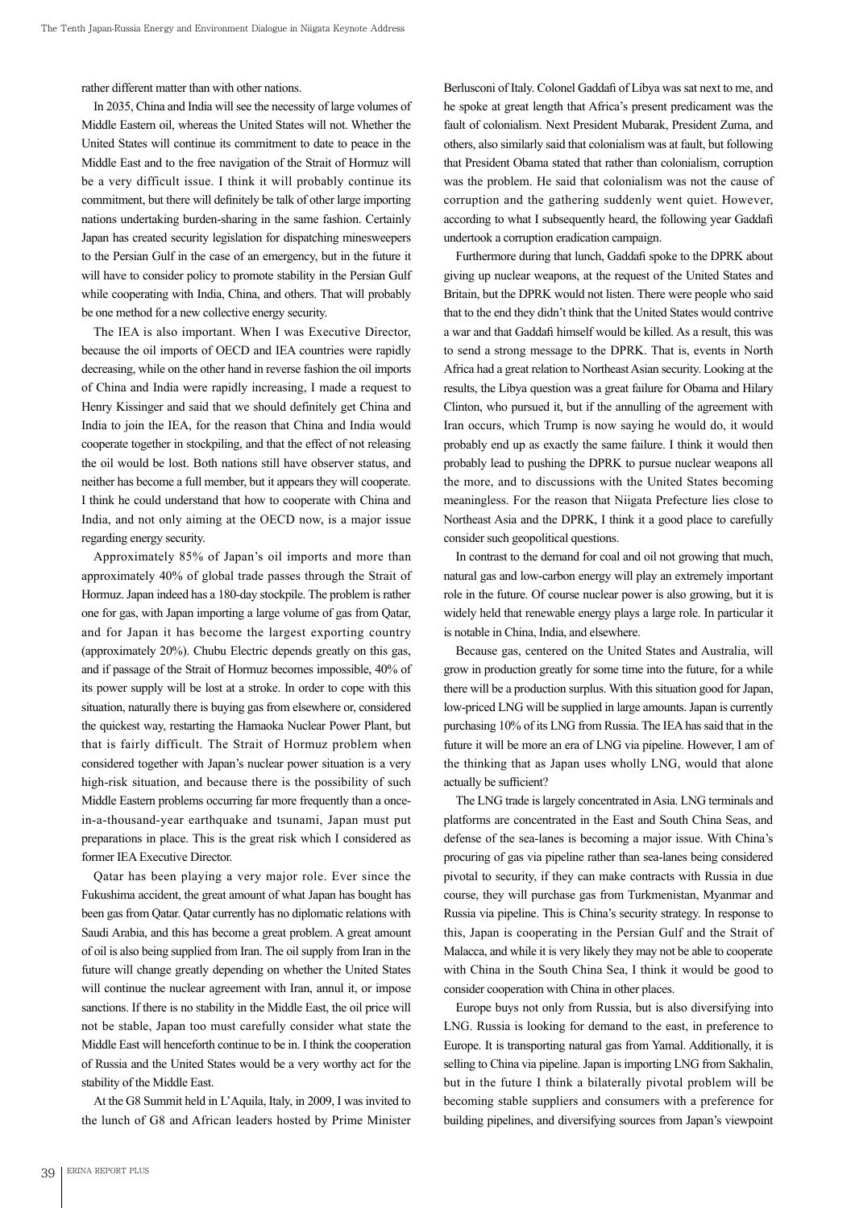rather different matter than with other nations.

In 2035, China and India will see the necessity of large volumes of Middle Eastern oil, whereas the United States will not. Whether the United States will continue its commitment to date to peace in the Middle East and to the free navigation of the Strait of Hormuz will be a very difficult issue. I think it will probably continue its commitment, but there will definitely be talk of other large importing nations undertaking burden-sharing in the same fashion. Certainly Japan has created security legislation for dispatching minesweepers to the Persian Gulf in the case of an emergency, but in the future it will have to consider policy to promote stability in the Persian Gulf while cooperating with India, China, and others. That will probably be one method for a new collective energy security.

The IEA is also important. When I was Executive Director, because the oil imports of OECD and IEA countries were rapidly decreasing, while on the other hand in reverse fashion the oil imports of China and India were rapidly increasing, I made a request to Henry Kissinger and said that we should definitely get China and India to join the IEA, for the reason that China and India would cooperate together in stockpiling, and that the effect of not releasing the oil would be lost. Both nations still have observer status, and neither has become a full member, but it appears they will cooperate. I think he could understand that how to cooperate with China and India, and not only aiming at the OECD now, is a major issue regarding energy security.

Approximately 85% of Japan's oil imports and more than approximately 40% of global trade passes through the Strait of Hormuz. Japan indeed has a 180-day stockpile. The problem is rather one for gas, with Japan importing a large volume of gas from Qatar, and for Japan it has become the largest exporting country (approximately 20%). Chubu Electric depends greatly on this gas, and if passage of the Strait of Hormuz becomes impossible, 40% of its power supply will be lost at a stroke. In order to cope with this situation, naturally there is buying gas from elsewhere or, considered the quickest way, restarting the Hamaoka Nuclear Power Plant, but that is fairly difficult. The Strait of Hormuz problem when considered together with Japan's nuclear power situation is a very high-risk situation, and because there is the possibility of such Middle Eastern problems occurring far more frequently than a once-in-a-thousand-year earthquake and tsunami, Japan must put preparations in place. This is the great risk which I considered as former IEA Executive Director.

Qatar has been playing a very major role. Ever since the Fukushima accident, the great amount of what Japan has bought has been gas from Qatar. Qatar currently has no diplomatic relations with Saudi Arabia, and this has become a great problem. A great amount of oil is also being supplied from Iran. The oil supply from Iran in the future will change greatly depending on whether the United States will continue the nuclear agreement with Iran, annul it, or impose sanctions. If there is no stability in the Middle East, the oil price will not be stable, Japan too must carefully consider what state the Middle East will henceforth continue to be in. I think the cooperation of Russia and the United States would be a very worthy act for the stability of the Middle East.

At the G8 Summit held in L'Aquila, Italy, in 2009, I was invited to the lunch of G8 and African leaders hosted by Prime Minister Berlusconi of Italy. Colonel Gaddafi of Libya was sat next to me, and he spoke at great length that Africa's present predicament was the fault of colonialism. Next President Mubarak, President Zuma, and others, also similarly said that colonialism was at fault, but following that President Obama stated that rather than colonialism, corruption was the problem. He said that colonialism was not the cause of corruption and the gathering suddenly went quiet. However, according to what I subsequently heard, the following year Gaddafi undertook a corruption eradication campaign.

Furthermore during that lunch, Gaddafi spoke to the DPRK about giving up nuclear weapons, at the request of the United States and Britain, but the DPRK would not listen. There were people who said that to the end they didn't think that the United States would contrive a war and that Gaddafi himself would be killed. As a result, this was to send a strong message to the DPRK. That is, events in North Africa had a great relation to Northeast Asian security. Looking at the results, the Libya question was a great failure for Obama and Hilary Clinton, who pursued it, but if the annulling of the agreement with Iran occurs, which Trump is now saying he would do, it would probably end up as exactly the same failure. I think it would then probably lead to pushing the DPRK to pursue nuclear weapons all the more, and to discussions with the United States becoming meaningless. For the reason that Niigata Prefecture lies close to Northeast Asia and the DPRK, I think it a good place to carefully consider such geopolitical questions.

In contrast to the demand for coal and oil not growing that much, natural gas and low-carbon energy will play an extremely important role in the future. Of course nuclear power is also growing, but it is widely held that renewable energy plays a large role. In particular it is notable in China, India, and elsewhere.

Because gas, centered on the United States and Australia, will grow in production greatly for some time into the future, for a while there will be a production surplus. With this situation good for Japan, low-priced LNG will be supplied in large amounts. Japan is currently purchasing 10% of its LNG from Russia. The IEA has said that in the future it will be more an era of LNG via pipeline. However, I am of the thinking that as Japan uses wholly LNG, would that alone actually be sufficient?

The LNG trade is largely concentrated in Asia. LNG terminals and platforms are concentrated in the East and South China Seas, and defense of the sea-lanes is becoming a major issue. With China's procuring of gas via pipeline rather than sea-lanes being considered pivotal to security, if they can make contracts with Russia in due course, they will purchase gas from Turkmenistan, Myanmar and Russia via pipeline. This is China's security strategy. In response to this, Japan is cooperating in the Persian Gulf and the Strait of Malacca, and while it is very likely they may not be able to cooperate with China in the South China Sea, I think it would be good to consider cooperation with China in other places.

Europe buys not only from Russia, but is also diversifying into LNG. Russia is looking for demand to the east, in preference to Europe. It is transporting natural gas from Yamal. Additionally, it is selling to China via pipeline. Japan is importing LNG from Sakhalin, but in the future I think a bilaterally pivotal problem will be becoming stable suppliers and consumers with a preference for building pipelines, and diversifying sources from Japan's viewpoint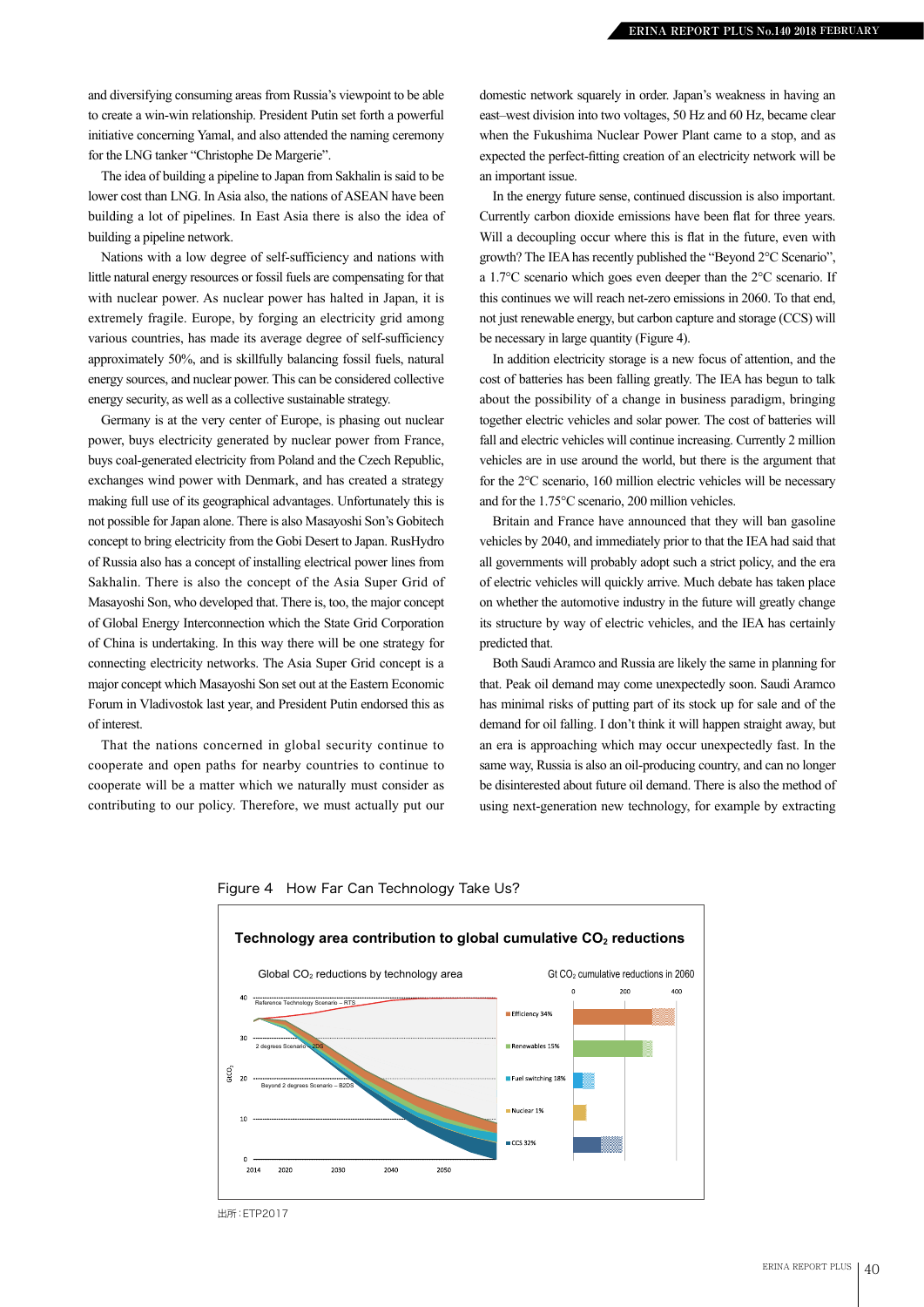and diversifying consuming areas from Russia's viewpoint to be able to create a win-win relationship. President Putin set forth a powerful initiative concerning Yamal, and also attended the naming ceremony for the LNG tanker "Christophe De Margerie".

The idea of building a pipeline to Japan from Sakhalin is said to be lower cost than LNG. In Asia also, the nations of ASEAN have been building a lot of pipelines. In East Asia there is also the idea of building a pipeline network.

Nations with a low degree of self-sufficiency and nations with little natural energy resources or fossil fuels are compensating for that with nuclear power. As nuclear power has halted in Japan, it is extremely fragile. Europe, by forging an electricity grid among various countries, has made its average degree of self-sufficiency approximately 50%, and is skillfully balancing fossil fuels, natural energy sources, and nuclear power. This can be considered collective energy security, as well as a collective sustainable strategy.

Germany is at the very center of Europe, is phasing out nuclear power, buys electricity generated by nuclear power from France, buys coal-generated electricity from Poland and the Czech Republic, exchanges wind power with Denmark, and has created a strategy making full use of its geographical advantages. Unfortunately this is not possible for Japan alone. There is also Masayoshi Son's Gobitech concept to bring electricity from the Gobi Desert to Japan. RusHydro of Russia also has a concept of installing electrical power lines from Sakhalin. There is also the concept of the Asia Super Grid of Masayoshi Son, who developed that. There is, too, the major concept of Global Energy Interconnection which the State Grid Corporation of China is undertaking. In this way there will be one strategy for connecting electricity networks. The Asia Super Grid concept is a major concept which Masayoshi Son set out at the Eastern Economic Forum in Vladivostok last year, and President Putin endorsed this as of interest.

That the nations concerned in global security continue to cooperate and open paths for nearby countries to continue to cooperate will be a matter which we naturally consider as contributing to our policy. Therefore, we must actually put our domestic network squarely in order. Japan's weakness in having an east–west division into two voltages, 50 Hz and 60 Hz, became clear when the Fukushima Nuclear Power Plant came to a stop, and as expected the perfect-fitting creation of an electricity network will be an important issue.

In the energy future sense, continued discussion is also important. Currently carbon dioxide emissions have been flat for three years. Will a decoupling occur where this is flat in the future, even with growth? The IEA has recently published the "Beyond 2°C Scenario", a 1.7°C scenario which goes even deeper than the 2°C scenario. If this continues we will reach net-zero emissions in 2060. To that end, not just renewable energy, but carbon capture and storage (CCS) will be necessary in large quantity (Figure 4).

In addition electricity storage is a new focus of attention, and the cost of batteries has been falling greatly. The IEA has begun to talk about the possibility of a change in business paradigm, bringing together electric vehicles and solar power. The cost of batteries will fall and electric vehicles will continue increasing. Currently 2 million vehicles are in use around the world, but there is the argument that for the 2°C scenario, 160 million electric vehicles will be necessary and for the 1.75°C scenario, 200 million vehicles.

Britain and France have announced that they will ban gasoline vehicles by 2040, and immediately prior to that the IEA had said that all governments will probably adopt such a strict policy, and the era of electric vehicles will quickly arrive. Much debate has taken place on whether the automotive industry in the future will greatly change its structure by way of electric vehicles, and the IEA has certainly predicted that.

Both Saudi Aramco and Russia are likely the same in planning for that. Peak oil demand may come unexpectedly soon. Saudi Aramco has minimal risks of putting part of its stock up for sale and of the demand for oil falling. I don't think it will happen straight away, but an era is approaching which may occur unexpectedly fast. In the same way, Russia is also an oil-producing country, and can no longer be disinterested about future oil demand. There is also the method of using next-generation new technology, for example by extracting

Figure 4　How Far Can Technology Take Us?

**Technology area contribution to global cumulative $CO_2$ reductions**

Global $CO_2$ reductions by technology area — Gt $CO_2$ cumulative reductions in 2060: Efficiency 34%, Renewables 15%, Fuel switching 18%, Nuclear 1%, CCS 32%. Scenarios: Reference Technology Scenario – RTS; 2 degrees Scenario – 2DS; Beyond 2 degrees Scenario – B2DS.

出所：ETP2017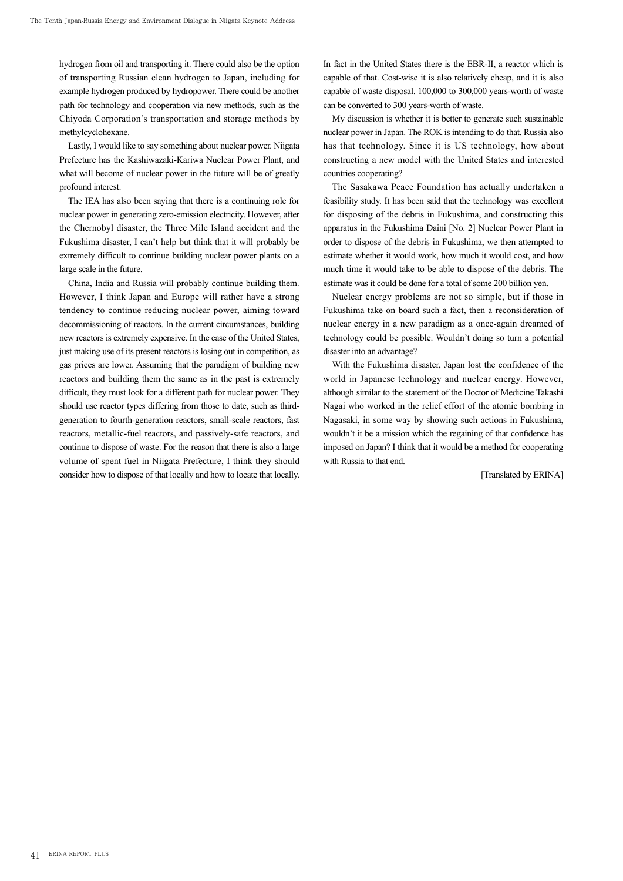hydrogen from oil and transporting it. There could also be the option of transporting Russian clean hydrogen to Japan, including for example hydrogen produced by hydropower. There could be another path for technology and cooperation via new methods, such as the Chiyoda Corporation's transportation and storage methods by methylcyclohexane.

Lastly, I would like to say something about nuclear power. Niigata Prefecture has the Kashiwazaki-Kariwa Nuclear Power Plant, and what will become of nuclear power in the future will be of greatly profound interest.

The IEA has also been saying that there is a continuing role for nuclear power in generating zero-emission electricity. However, after the Chernobyl disaster, the Three Mile Island accident and the Fukushima disaster, I can't help but think that it will probably be extremely difficult to continue building nuclear power plants on a large scale in the future.

China, India and Russia will probably continue building them. However, I think Japan and Europe will rather have a strong tendency to continue reducing nuclear power, aiming toward decommissioning of reactors. In the current circumstances, building new reactors is extremely expensive. In the case of the United States, just making use of its present reactors is losing out in competition, as gas prices are lower. Assuming that the paradigm of building new reactors and building them the same as in the past is extremely difficult, they must look for a different path for nuclear power. They should use reactor types differing from those to date, such as third-generation to fourth-generation reactors, small-scale reactors, fast reactors, metallic-fuel reactors, and passively-safe reactors, and continue to dispose of waste. For the reason that there is also a large volume of spent fuel in Niigata Prefecture, I think they should consider how to dispose of that locally and how to locate that locally. In fact in the United States there is the EBR-II, a reactor which is capable of that. Cost-wise it is also relatively cheap, and it is also capable of waste disposal. 100,000 to 300,000 years-worth of waste can be converted to 300 years-worth of waste.

My discussion is whether it is better to generate such sustainable nuclear power in Japan. The ROK is intending to do that. Russia also has that technology. Since it is US technology, how about constructing a new model with the United States and interested countries cooperating?

The Sasakawa Peace Foundation has actually undertaken a feasibility study. It has been said that the technology was excellent for disposing of the debris in Fukushima, and constructing this apparatus in the Fukushima Daini [No. 2] Nuclear Power Plant in order to dispose of the debris in Fukushima, we then attempted to estimate whether it would work, how much it would cost, and how much time it would take to be able to dispose of the debris. The estimate was it could be done for a total of some 200 billion yen.

Nuclear energy problems are not so simple, but if those in Fukushima take on board such a fact, then a reconsideration of nuclear energy in a new paradigm as a once-again dreamed of technology could be possible. Wouldn't doing so turn a potential disaster into an advantage?

With the Fukushima disaster, Japan lost the confidence of the world in Japanese technology and nuclear energy. However, although similar to the statement of the Doctor of Medicine Takashi Nagai who worked in the relief effort of the atomic bombing in Nagasaki, in some way by showing such actions in Fukushima, wouldn't it be a mission which the regaining of that confidence has imposed on Japan? I think that it would be a method for cooperating with Russia to that end.

[Translated by ERINA]